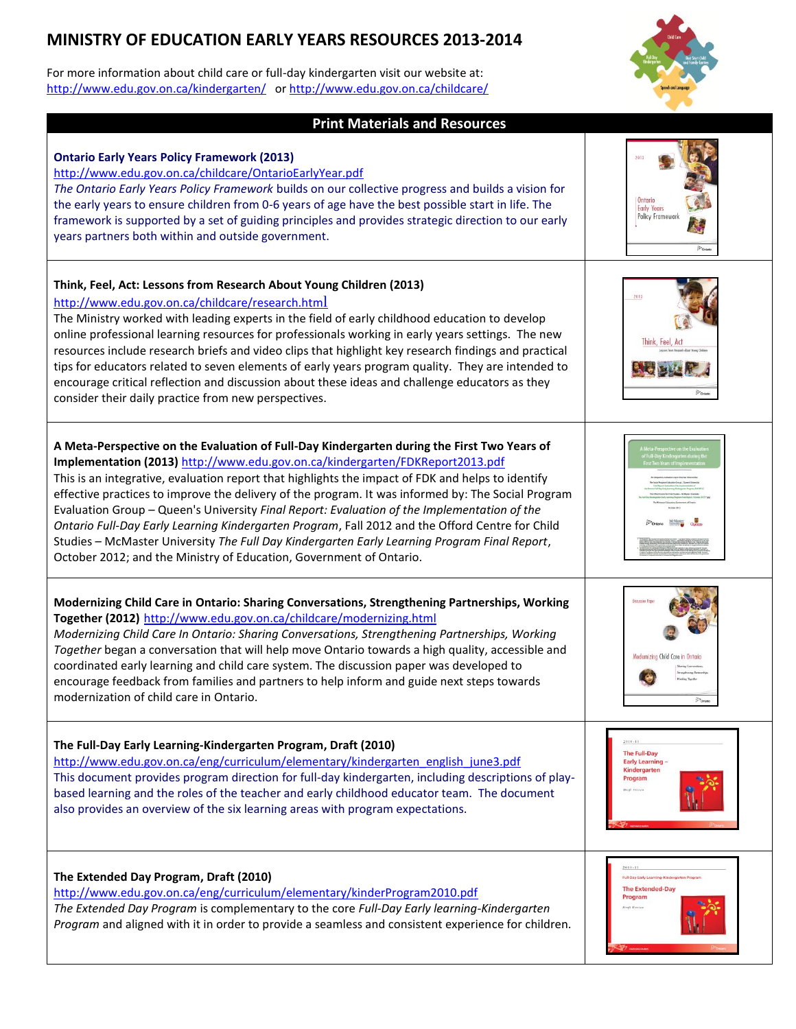# MINISTRY OF EDUCATION EARLY YEARS RESOURCES 2013-2014

For more information about child care or full-day kindergarten visit our website at:
http://www.edu.gov.on.ca/kindergarten/ or http://www.edu.gov.on.ca/childcare/

## Print Materials and Resources

**Ontario Early Years Policy Framework (2013)**
http://www.edu.gov.on.ca/childcare/OntarioEarlyYear.pdf
*The Ontario Early Years Policy Framework* builds on our collective progress and builds a vision for the early years to ensure children from 0-6 years of age have the best possible start in life. The framework is supported by a set of guiding principles and provides strategic direction to our early years partners both within and outside government.

**Think, Feel, Act: Lessons from Research About Young Children (2013)**
http://www.edu.gov.on.ca/childcare/research.html
The Ministry worked with leading experts in the field of early childhood education to develop online professional learning resources for professionals working in early years settings. The new resources include research briefs and video clips that highlight key research findings and practical tips for educators related to seven elements of early years program quality. They are intended to encourage critical reflection and discussion about these ideas and challenge educators as they consider their daily practice from new perspectives.

**A Meta-Perspective on the Evaluation of Full-Day Kindergarten during the First Two Years of Implementation (2013)** http://www.edu.gov.on.ca/kindergarten/FDKReport2013.pdf
This is an integrative, evaluation report that highlights the impact of FDK and helps to identify effective practices to improve the delivery of the program. It was informed by: The Social Program Evaluation Group – Queen's University *Final Report: Evaluation of the Implementation of the Ontario Full-Day Early Learning Kindergarten Program*, Fall 2012 and the Offord Centre for Child Studies – McMaster University *The Full Day Kindergarten Early Learning Program Final Report*, October 2012; and the Ministry of Education, Government of Ontario.

**Modernizing Child Care in Ontario: Sharing Conversations, Strengthening Partnerships, Working Together (2012)** http://www.edu.gov.on.ca/childcare/modernizing.html
*Modernizing Child Care In Ontario: Sharing Conversations, Strengthening Partnerships, Working Together* began a conversation that will help move Ontario towards a high quality, accessible and coordinated early learning and child care system. The discussion paper was developed to encourage feedback from families and partners to help inform and guide next steps towards modernization of child care in Ontario.

**The Full-Day Early Learning-Kindergarten Program, Draft (2010)**
http://www.edu.gov.on.ca/eng/curriculum/elementary/kindergarten_english_june3.pdf
This document provides program direction for full-day kindergarten, including descriptions of play-based learning and the roles of the teacher and early childhood educator team. The document also provides an overview of the six learning areas with program expectations.

**The Extended Day Program, Draft (2010)**
http://www.edu.gov.on.ca/eng/curriculum/elementary/kinderProgram2010.pdf
*The Extended Day Program* is complementary to the core *Full-Day Early learning-Kindergarten Program* and aligned with it in order to provide a seamless and consistent experience for children.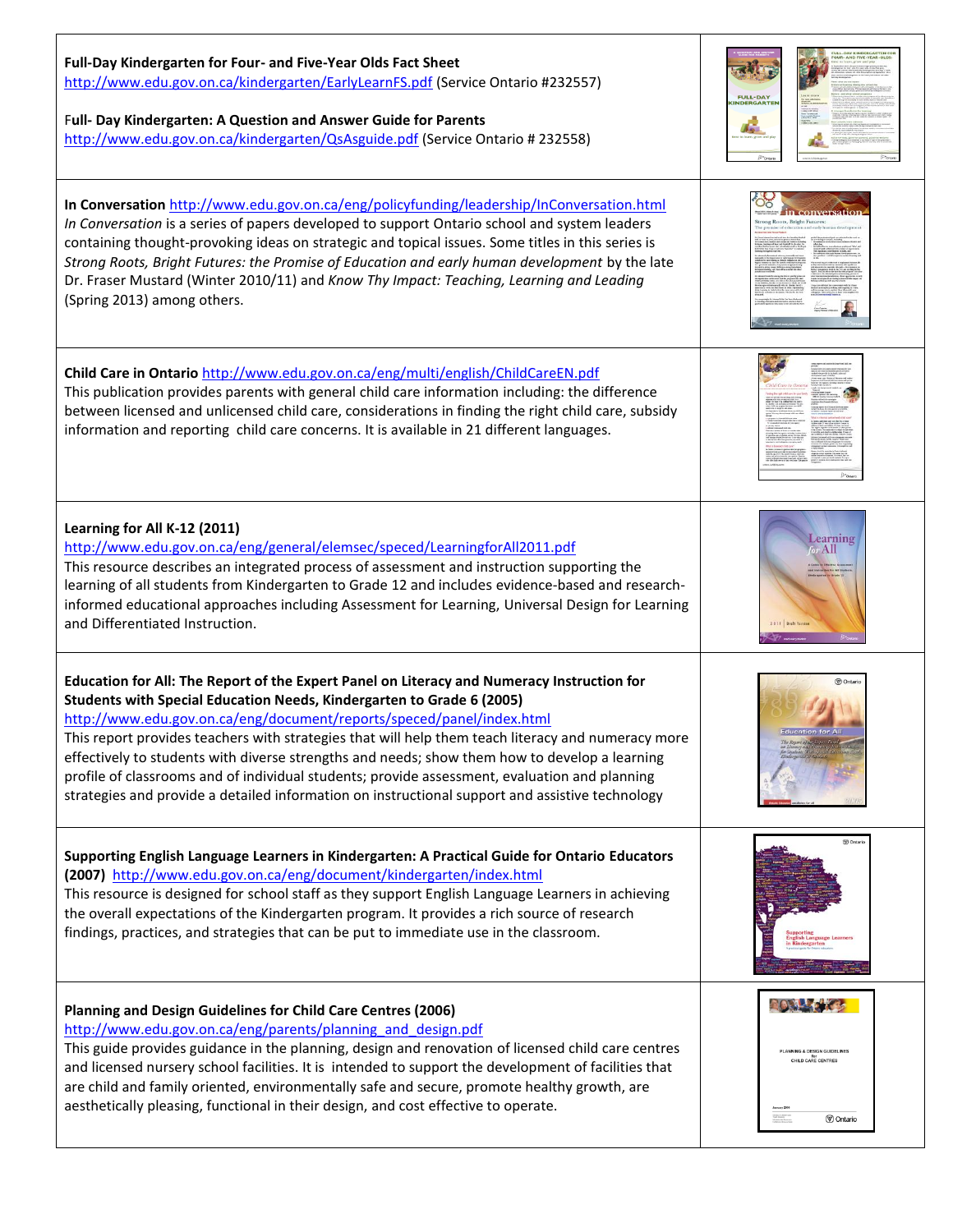| | |
|---|---|
| **Full-Day Kindergarten for Four- and Five-Year Olds Fact Sheet** http://www.edu.gov.on.ca/kindergarten/EarlyLearnFS.pdf (Service Ontario #232557)<br><br>F**ull- Day Kindergarten: A Question and Answer Guide for Parents** http://www.edu.gov.on.ca/kindergarten/QsAsguide.pdf (Service Ontario # 232558) | |
| **In Conversation** http://www.edu.gov.on.ca/eng/policyfunding/leadership/InConversation.html *In Conversation* is a series of papers developed to support Ontario school and system leaders containing thought-provoking ideas on strategic and topical issues. Some titles in this series is *Strong Roots, Bright Futures: the Promise of Education and early human development* by the late Dr. Fraser Mustard (Winter 2010/11) and *Know Thy Impact: Teaching, Learning and Leading* (Spring 2013) among others. | |
| **Child Care in Ontario** http://www.edu.gov.on.ca/eng/multi/english/ChildCareEN.pdf This publication provides parents with general child care information including: the difference between licensed and unlicensed child care, considerations in finding the right child care, subsidy information and reporting child care concerns. It is available in 21 different languages. | |
| **Learning for All K-12 (2011)** http://www.edu.gov.on.ca/eng/general/elemsec/speced/LearningforAll2011.pdf This resource describes an integrated process of assessment and instruction supporting the learning of all students from Kindergarten to Grade 12 and includes evidence-based and research-informed educational approaches including Assessment for Learning, Universal Design for Learning and Differentiated Instruction. | |
| **Education for All: The Report of the Expert Panel on Literacy and Numeracy Instruction for Students with Special Education Needs, Kindergarten to Grade 6 (2005)** http://www.edu.gov.on.ca/eng/document/reports/speced/panel/index.html This report provides teachers with strategies that will help them teach literacy and numeracy more effectively to students with diverse strengths and needs; show them how to develop a learning profile of classrooms and of individual students; provide assessment, evaluation and planning strategies and provide a detailed information on instructional support and assistive technology | |
| **Supporting English Language Learners in Kindergarten: A Practical Guide for Ontario Educators (2007)** http://www.edu.gov.on.ca/eng/document/kindergarten/index.html This resource is designed for school staff as they support English Language Learners in achieving the overall expectations of the Kindergarten program. It provides a rich source of research findings, practices, and strategies that can be put to immediate use in the classroom. | |
| **Planning and Design Guidelines for Child Care Centres (2006)** http://www.edu.gov.on.ca/eng/parents/planning_and_design.pdf This guide provides guidance in the planning, design and renovation of licensed child care centres and licensed nursery school facilities. It is intended to support the development of facilities that are child and family oriented, environmentally safe and secure, promote healthy growth, are aesthetically pleasing, functional in their design, and cost effective to operate. | |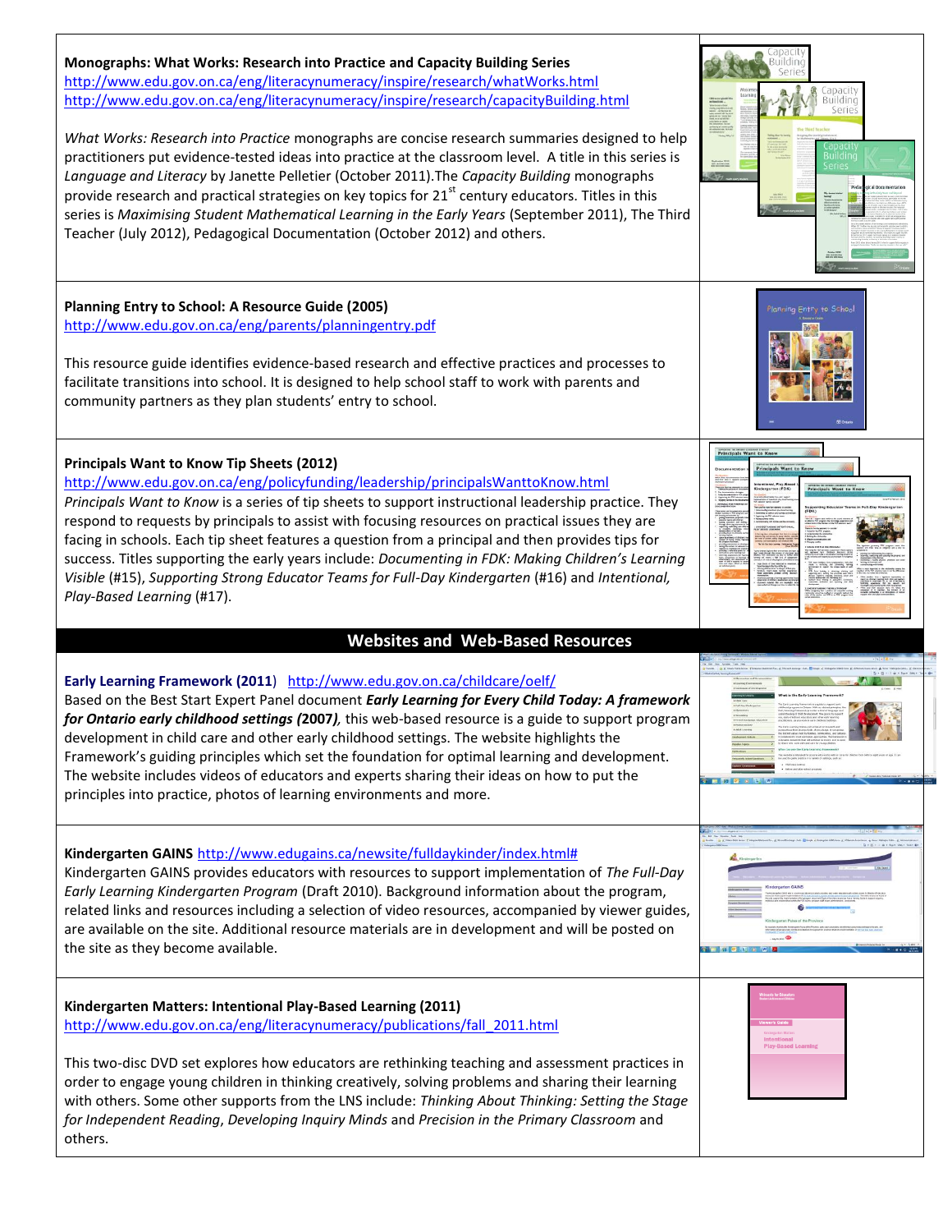**Monographs: What Works: Research into Practice and Capacity Building Series**
http://www.edu.gov.on.ca/eng/literacynumeracy/inspire/research/whatWorks.html
http://www.edu.gov.on.ca/eng/literacynumeracy/inspire/research/capacityBuilding.html

*What Works: Research into Practice* monographs are concise research summaries designed to help practitioners put evidence-tested ideas into practice at the classroom level. A title in this series is *Language and Literacy* by Janette Pelletier (October 2011).The *Capacity Building* monographs provide research and practical strategies on key topics for 21st century educators. Titles in this series is *Maximising Student Mathematical Learning in the Early Years* (September 2011), The Third Teacher (July 2012), Pedagogical Documentation (October 2012) and others.

**Planning Entry to School: A Resource Guide (2005)**
http://www.edu.gov.on.ca/eng/parents/planningentry.pdf

This resource guide identifies evidence-based research and effective practices and processes to facilitate transitions into school. It is designed to help school staff to work with parents and community partners as they plan students' entry to school.

**Principals Want to Know Tip Sheets (2012)**
http://www.edu.gov.on.ca/eng/policyfunding/leadership/principalsWanttoKnow.html
*Principals Want to Know* is a series of tip sheets to support instructional leadership practice. They respond to requests by principals to assist with focusing resources on practical issues they are facing in schools. Each tip sheet features a question from a principal and then provides tips for success. Titles supporting the early years include: *Documenting in FDK: Making Children's Learning Visible* (#15), *Supporting Strong Educator Teams for Full-Day Kindergarten* (#16) and *Intentional, Play-Based Learning* (#17).

## Websites and Web-Based Resources

**Early Learning Framework (2011)** http://www.edu.gov.on.ca/childcare/oelf/
Based on the Best Start Expert Panel document ***Early Learning for Every Child Today: A framework for Ontario early childhood settings*** **(2007)**, this web-based resource is a guide to support program development in child care and other early childhood settings. The website highlights the Framework's guiding principles which set the foundation for optimal learning and development. The website includes videos of educators and experts sharing their ideas on how to put the principles into practice, photos of learning environments and more.

**Kindergarten GAINS** http://www.edugains.ca/newsite/fulldaykinder/index.html#
Kindergarten GAINS provides educators with resources to support implementation of *The Full-Day Early Learning Kindergarten Program* (Draft 2010). Background information about the program, related links and resources including a selection of video resources, accompanied by viewer guides, are available on the site. Additional resource materials are in development and will be posted on the site as they become available.

**Kindergarten Matters: Intentional Play-Based Learning (2011)**
http://www.edu.gov.on.ca/eng/literacynumeracy/publications/fall_2011.html

This two-disc DVD set explores how educators are rethinking teaching and assessment practices in order to engage young children in thinking creatively, solving problems and sharing their learning with others. Some other supports from the LNS include: *Thinking About Thinking: Setting the Stage for Independent Reading*, *Developing Inquiry Minds* and *Precision in the Primary Classroom* and others.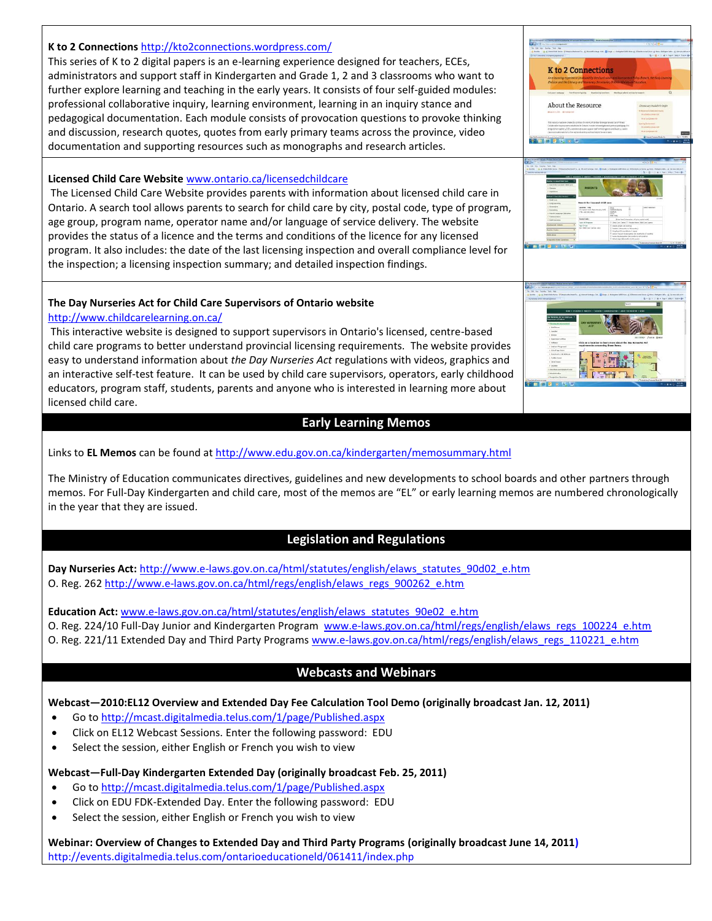**K to 2 Connections** http://kto2connections.wordpress.com/

This series of K to 2 digital papers is an e-learning experience designed for teachers, ECEs, administrators and support staff in Kindergarten and Grade 1, 2 and 3 classrooms who want to further explore learning and teaching in the early years. It consists of four self-guided modules: professional collaborative inquiry, learning environment, learning in an inquiry stance and pedagogical documentation. Each module consists of provocation questions to provoke thinking and discussion, research quotes, quotes from early primary teams across the province, video documentation and supporting resources such as monographs and research articles.

**Licensed Child Care Website** www.ontario.ca/licensedchildcare

The Licensed Child Care Website provides parents with information about licensed child care in Ontario. A search tool allows parents to search for child care by city, postal code, type of program, age group, program name, operator name and/or language of service delivery. The website provides the status of a licence and the terms and conditions of the licence for any licensed program. It also includes: the date of the last licensing inspection and overall compliance level for the inspection; a licensing inspection summary; and detailed inspection findings.

**The Day Nurseries Act for Child Care Supervisors of Ontario website**
http://www.childcarelearning.on.ca/

This interactive website is designed to support supervisors in Ontario's licensed, centre-based child care programs to better understand provincial licensing requirements. The website provides easy to understand information about *the Day Nurseries Act* regulations with videos, graphics and an interactive self-test feature. It can be used by child care supervisors, operators, early childhood educators, program staff, students, parents and anyone who is interested in learning more about licensed child care.

## Early Learning Memos

Links to **EL Memos** can be found at http://www.edu.gov.on.ca/kindergarten/memosummary.html

The Ministry of Education communicates directives, guidelines and new developments to school boards and other partners through memos. For Full-Day Kindergarten and child care, most of the memos are “EL” or early learning memos are numbered chronologically in the year that they are issued.

## Legislation and Regulations

**Day Nurseries Act:** http://www.e-laws.gov.on.ca/html/statutes/english/elaws_statutes_90d02_e.htm
O. Reg. 262 http://www.e-laws.gov.on.ca/html/regs/english/elaws_regs_900262_e.htm

**Education Act:** www.e-laws.gov.on.ca/html/statutes/english/elaws_statutes_90e02_e.htm
O. Reg. 224/10 Full-Day Junior and Kindergarten Program www.e-laws.gov.on.ca/html/regs/english/elaws_regs_100224_e.htm
O. Reg. 221/11 Extended Day and Third Party Programs www.e-laws.gov.on.ca/html/regs/english/elaws_regs_110221_e.htm

## Webcasts and Webinars

**Webcast—2010:EL12 Overview and Extended Day Fee Calculation Tool Demo (originally broadcast Jan. 12, 2011)**

- Go to http://mcast.digitalmedia.telus.com/1/page/Published.aspx
- Click on EL12 Webcast Sessions. Enter the following password: EDU
- Select the session, either English or French you wish to view

**Webcast—Full-Day Kindergarten Extended Day (originally broadcast Feb. 25, 2011)**

- Go to http://mcast.digitalmedia.telus.com/1/page/Published.aspx
- Click on EDU FDK-Extended Day. Enter the following password: EDU
- Select the session, either English or French you wish to view

**Webinar: Overview of Changes to Extended Day and Third Party Programs (originally broadcast June 14, 2011)**
http://events.digitalmedia.telus.com/ontarioeducationeld/061411/index.php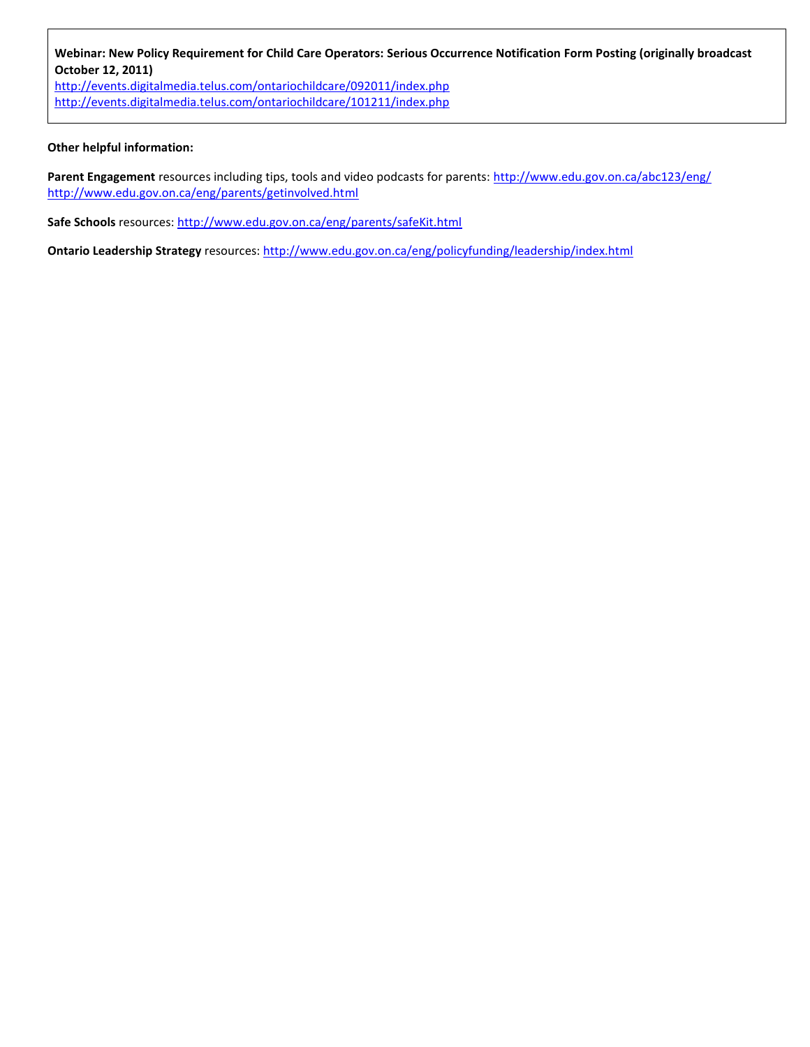**Webinar: New Policy Requirement for Child Care Operators: Serious Occurrence Notification Form Posting (originally broadcast October 12, 2011)**
http://events.digitalmedia.telus.com/ontariochildcare/092011/index.php
http://events.digitalmedia.telus.com/ontariochildcare/101211/index.php

**Other helpful information:**

**Parent Engagement** resources including tips, tools and video podcasts for parents: http://www.edu.gov.on.ca/abc123/eng/
http://www.edu.gov.on.ca/eng/parents/getinvolved.html

**Safe Schools** resources: http://www.edu.gov.on.ca/eng/parents/safeKit.html

**Ontario Leadership Strategy** resources: http://www.edu.gov.on.ca/eng/policyfunding/leadership/index.html